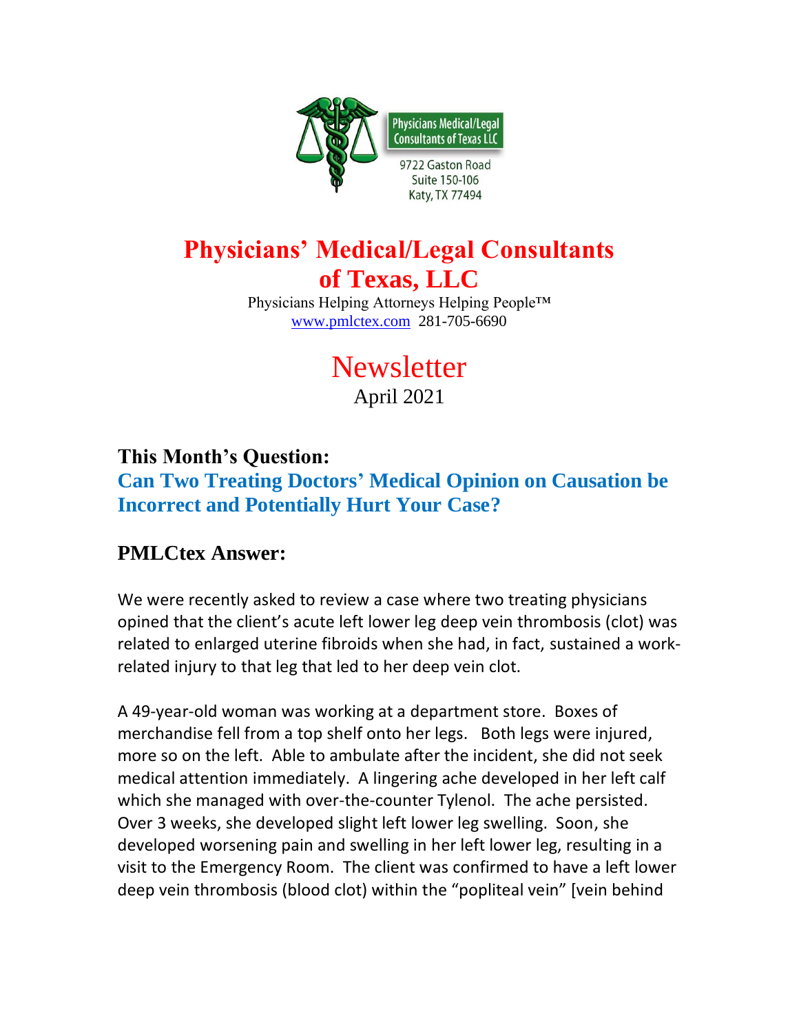Physicians Medical/Legal Consultants of Texas LLC

9722 Gaston Road
Suite 150-106
Katy, TX 77494

# Physicians' Medical/Legal Consultants of Texas, LLC

Physicians Helping Attorneys Helping People™
www.pmlctex.com 281-705-6690

# Newsletter

April 2021

## This Month's Question:

## Can Two Treating Doctors' Medical Opinion on Causation be Incorrect and Potentially Hurt Your Case?

## PMLCtex Answer:

We were recently asked to review a case where two treating physicians opined that the client's acute left lower leg deep vein thrombosis (clot) was related to enlarged uterine fibroids when she had, in fact, sustained a work-related injury to that leg that led to her deep vein clot.

A 49-year-old woman was working at a department store. Boxes of merchandise fell from a top shelf onto her legs. Both legs were injured, more so on the left. Able to ambulate after the incident, she did not seek medical attention immediately. A lingering ache developed in her left calf which she managed with over-the-counter Tylenol. The ache persisted. Over 3 weeks, she developed slight left lower leg swelling. Soon, she developed worsening pain and swelling in her left lower leg, resulting in a visit to the Emergency Room. The client was confirmed to have a left lower deep vein thrombosis (blood clot) within the "popliteal vein" [vein behind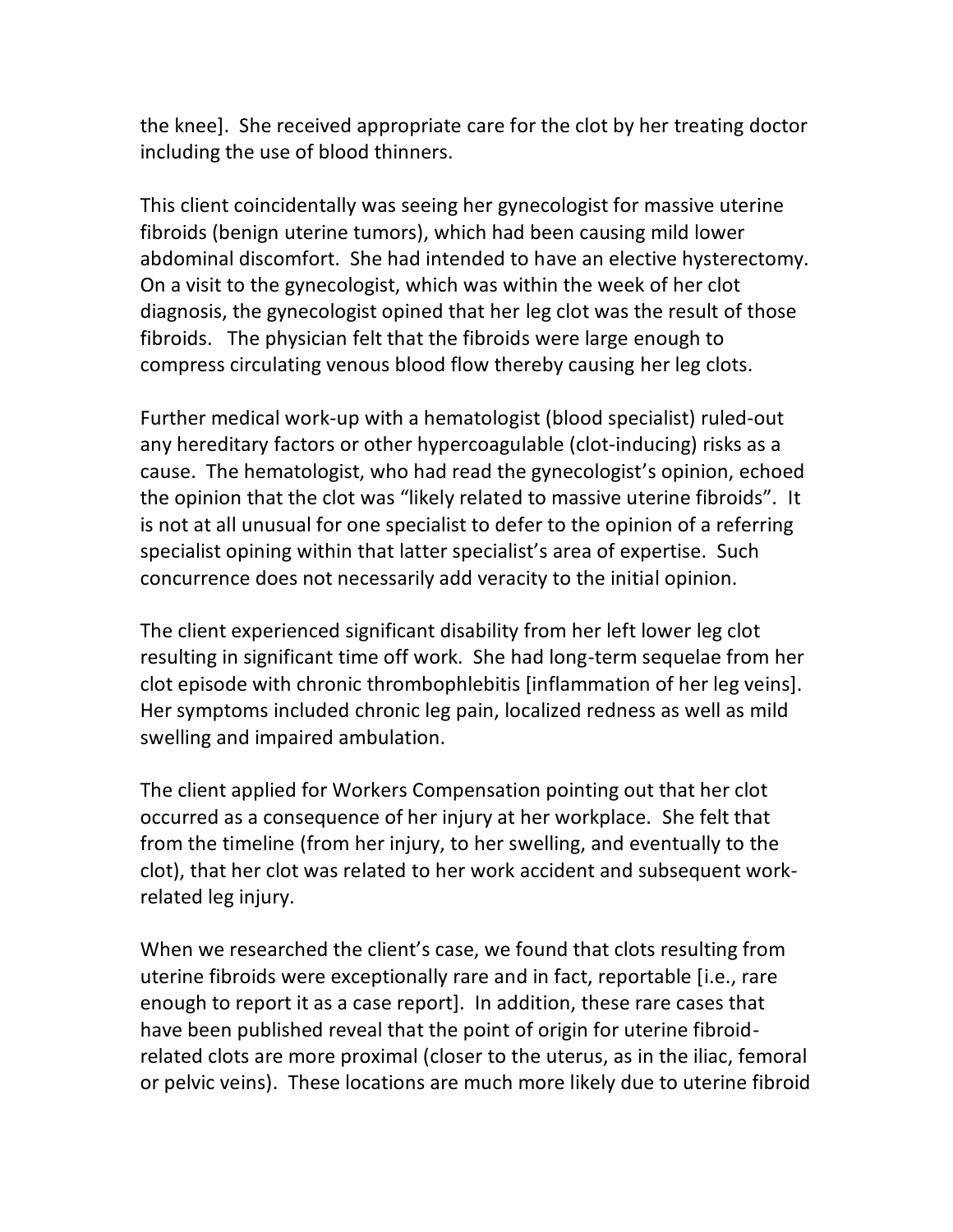the knee]. She received appropriate care for the clot by her treating doctor including the use of blood thinners.

This client coincidentally was seeing her gynecologist for massive uterine fibroids (benign uterine tumors), which had been causing mild lower abdominal discomfort. She had intended to have an elective hysterectomy. On a visit to the gynecologist, which was within the week of her clot diagnosis, the gynecologist opined that her leg clot was the result of those fibroids. The physician felt that the fibroids were large enough to compress circulating venous blood flow thereby causing her leg clots.

Further medical work-up with a hematologist (blood specialist) ruled-out any hereditary factors or other hypercoagulable (clot-inducing) risks as a cause. The hematologist, who had read the gynecologist's opinion, echoed the opinion that the clot was "likely related to massive uterine fibroids". It is not at all unusual for one specialist to defer to the opinion of a referring specialist opining within that latter specialist's area of expertise. Such concurrence does not necessarily add veracity to the initial opinion.

The client experienced significant disability from her left lower leg clot resulting in significant time off work. She had long-term sequelae from her clot episode with chronic thrombophlebitis [inflammation of her leg veins]. Her symptoms included chronic leg pain, localized redness as well as mild swelling and impaired ambulation.

The client applied for Workers Compensation pointing out that her clot occurred as a consequence of her injury at her workplace. She felt that from the timeline (from her injury, to her swelling, and eventually to the clot), that her clot was related to her work accident and subsequent work-related leg injury.

When we researched the client's case, we found that clots resulting from uterine fibroids were exceptionally rare and in fact, reportable [i.e., rare enough to report it as a case report]. In addition, these rare cases that have been published reveal that the point of origin for uterine fibroid-related clots are more proximal (closer to the uterus, as in the iliac, femoral or pelvic veins). These locations are much more likely due to uterine fibroid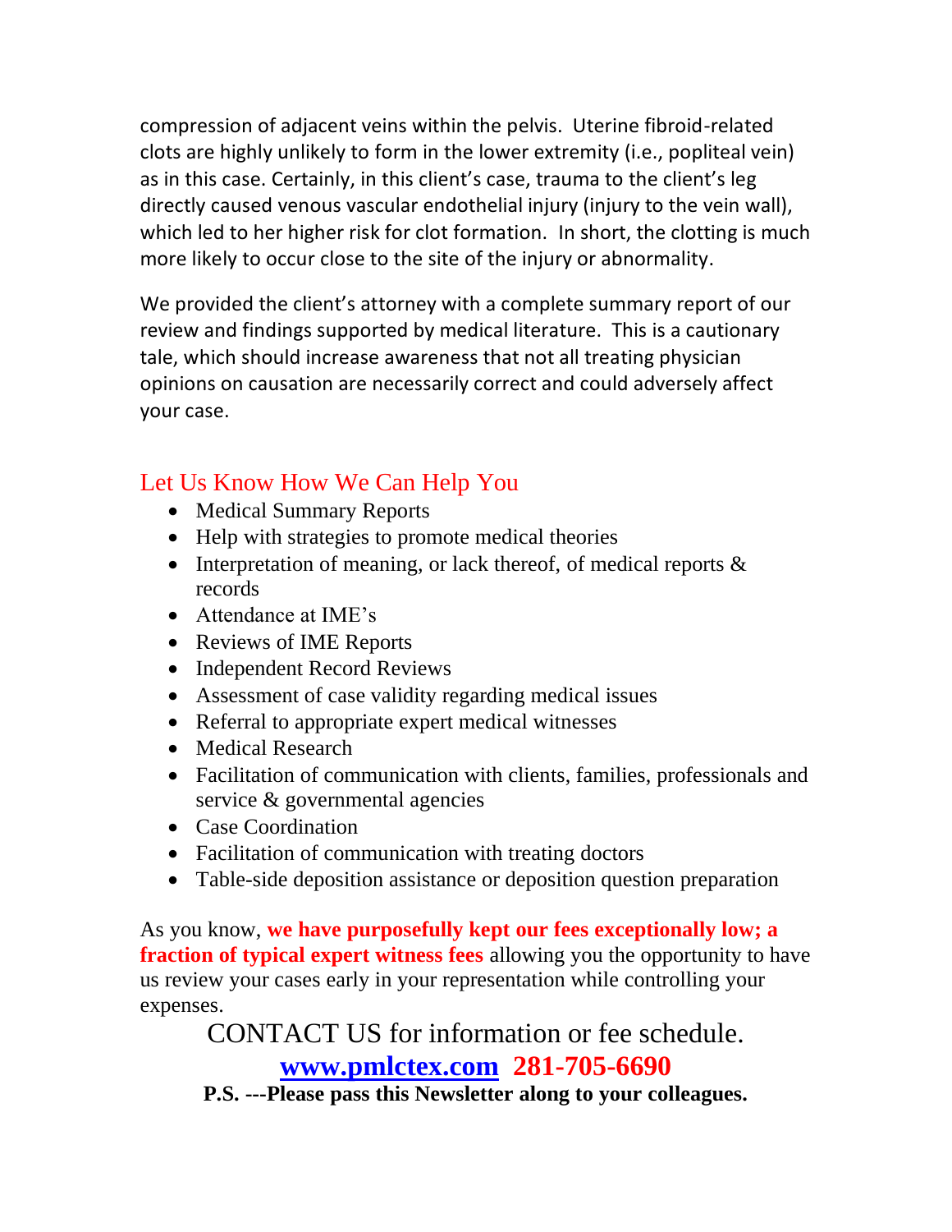compression of adjacent veins within the pelvis. Uterine fibroid-related clots are highly unlikely to form in the lower extremity (i.e., popliteal vein) as in this case. Certainly, in this client's case, trauma to the client's leg directly caused venous vascular endothelial injury (injury to the vein wall), which led to her higher risk for clot formation. In short, the clotting is much more likely to occur close to the site of the injury or abnormality.

We provided the client's attorney with a complete summary report of our review and findings supported by medical literature. This is a cautionary tale, which should increase awareness that not all treating physician opinions on causation are necessarily correct and could adversely affect your case.

## Let Us Know How We Can Help You

- Medical Summary Reports
- Help with strategies to promote medical theories
- Interpretation of meaning, or lack thereof, of medical reports & records
- Attendance at IME's
- Reviews of IME Reports
- Independent Record Reviews
- Assessment of case validity regarding medical issues
- Referral to appropriate expert medical witnesses
- Medical Research
- Facilitation of communication with clients, families, professionals and service & governmental agencies
- Case Coordination
- Facilitation of communication with treating doctors
- Table-side deposition assistance or deposition question preparation

As you know, **we have purposefully kept our fees exceptionally low; a fraction of typical expert witness fees** allowing you the opportunity to have us review your cases early in your representation while controlling your expenses.

CONTACT US for information or fee schedule.

**www.pmlctex.com 281-705-6690**

**P.S. ---Please pass this Newsletter along to your colleagues.**